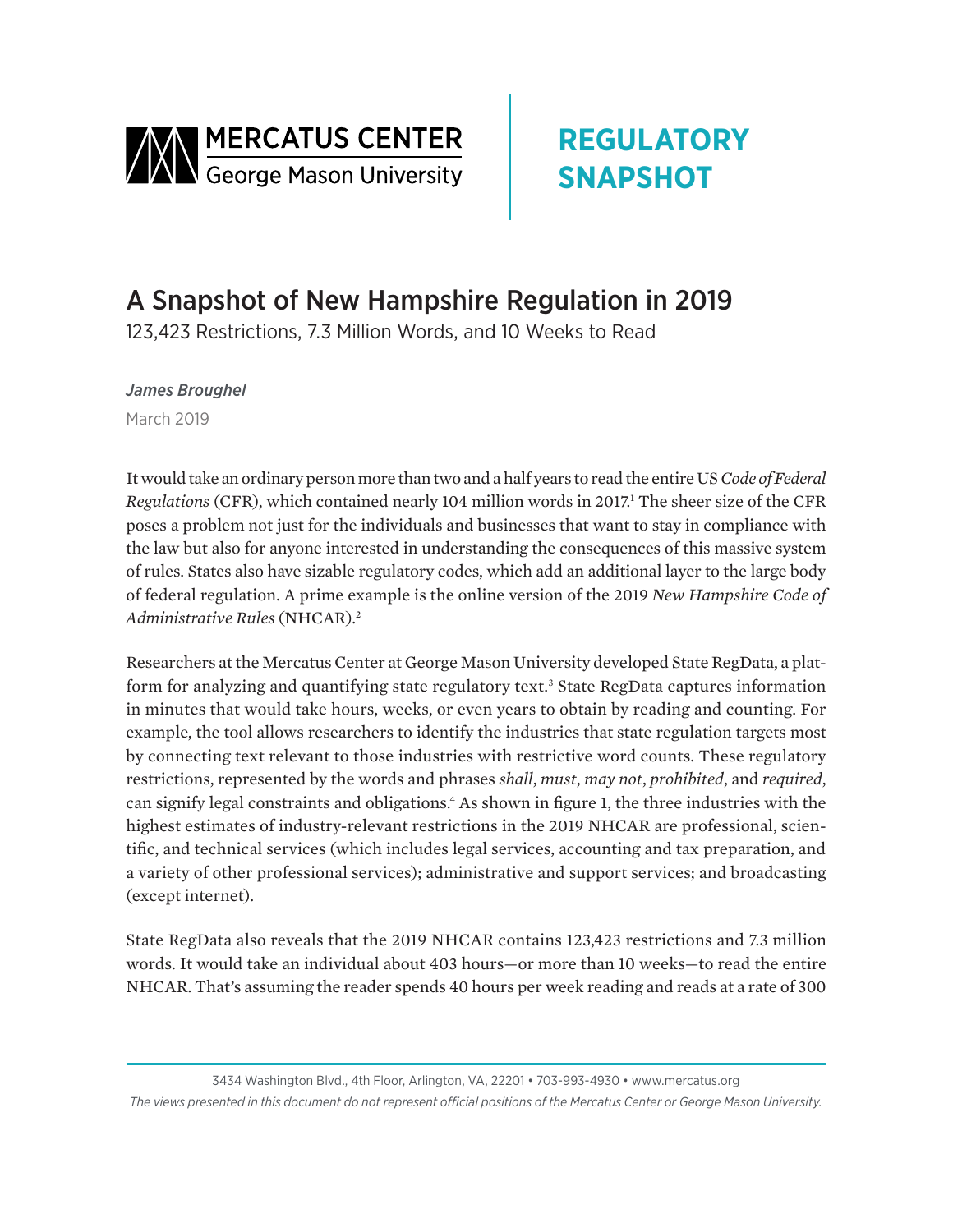MERCATUS CENTER George Mason University

**REGULATORY SNAPSHOT**

# A Snapshot of New Hampshire Regulation in 2019

123,423 Restrictions, 7.3 Million Words, and 10 Weeks to Read

*James Broughel*

March 2019

It would take an ordinary person more than two and a half years to read the entire US *Code of Federal Regulations* (CFR), which contained nearly 104 million words in 2017.[1] The sheer size of the CFR poses a problem not just for the individuals and businesses that want to stay in compliance with the law but also for anyone interested in understanding the consequences of this massive system of rules. States also have sizable regulatory codes, which add an additional layer to the large body of federal regulation. A prime example is the online version of the 2019 *New Hampshire Code of Administrative Rules* (NHCAR).[2]

Researchers at the Mercatus Center at George Mason University developed State RegData, a platform for analyzing and quantifying state regulatory text.[3] State RegData captures information in minutes that would take hours, weeks, or even years to obtain by reading and counting. For example, the tool allows researchers to identify the industries that state regulation targets most by connecting text relevant to those industries with restrictive word counts. These regulatory restrictions, represented by the words and phrases *shall*, *must*, *may not*, *prohibited*, and *required*, can signify legal constraints and obligations.[4] As shown in figure 1, the three industries with the highest estimates of industry-relevant restrictions in the 2019 NHCAR are professional, scientific, and technical services (which includes legal services, accounting and tax preparation, and a variety of other professional services); administrative and support services; and broadcasting (except internet).

State RegData also reveals that the 2019 NHCAR contains 123,423 restrictions and 7.3 million words. It would take an individual about 403 hours—or more than 10 weeks—to read the entire NHCAR. That's assuming the reader spends 40 hours per week reading and reads at a rate of 300

3434 Washington Blvd., 4th Floor, Arlington, VA, 22201 • 703-993-4930 • www.mercatus.org

*The views presented in this document do not represent official positions of the Mercatus Center or George Mason University.*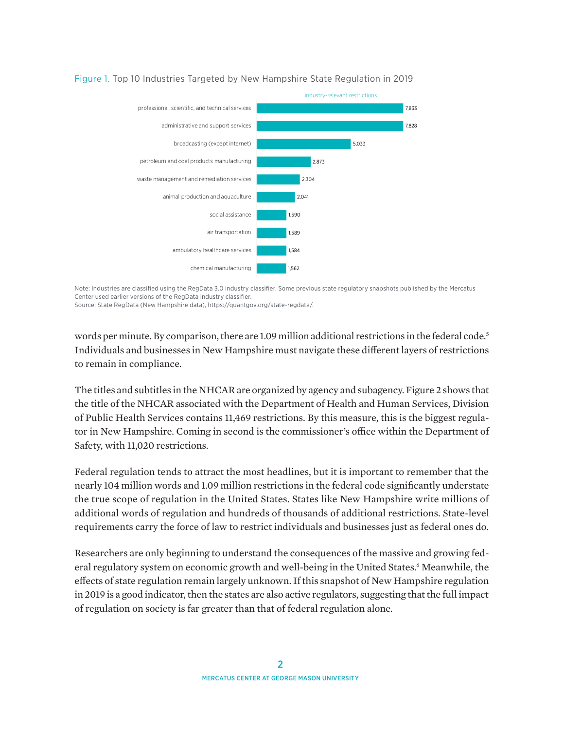Figure 1. Top 10 Industries Targeted by New Hampshire State Regulation in 2019

| Industry | industry-relevant restrictions |
|---|---|
| professional, scientific, and technical services | 7,833 |
| administrative and support services | 7,828 |
| broadcasting (except internet) | 5,033 |
| petroleum and coal products manufacturing | 2,873 |
| waste management and remediation services | 2,304 |
| animal production and aquaculture | 2,041 |
| social assistance | 1,590 |
| air transportation | 1,589 |
| ambulatory healthcare services | 1,584 |
| chemical manufacturing | 1,562 |

Note: Industries are classified using the RegData 3.0 industry classifier. Some previous state regulatory snapshots published by the Mercatus Center used earlier versions of the RegData industry classifier.
Source: State RegData (New Hampshire data), https://quantgov.org/state-regdata/.

words per minute. By comparison, there are 1.09 million additional restrictions in the federal code.[5] Individuals and businesses in New Hampshire must navigate these different layers of restrictions to remain in compliance.

The titles and subtitles in the NHCAR are organized by agency and subagency. Figure 2 shows that the title of the NHCAR associated with the Department of Health and Human Services, Division of Public Health Services contains 11,469 restrictions. By this measure, this is the biggest regulator in New Hampshire. Coming in second is the commissioner's office within the Department of Safety, with 11,020 restrictions.

Federal regulation tends to attract the most headlines, but it is important to remember that the nearly 104 million words and 1.09 million restrictions in the federal code significantly understate the true scope of regulation in the United States. States like New Hampshire write millions of additional words of regulation and hundreds of thousands of additional restrictions. State-level requirements carry the force of law to restrict individuals and businesses just as federal ones do.

Researchers are only beginning to understand the consequences of the massive and growing federal regulatory system on economic growth and well-being in the United States.[6] Meanwhile, the effects of state regulation remain largely unknown. If this snapshot of New Hampshire regulation in 2019 is a good indicator, then the states are also active regulators, suggesting that the full impact of regulation on society is far greater than that of federal regulation alone.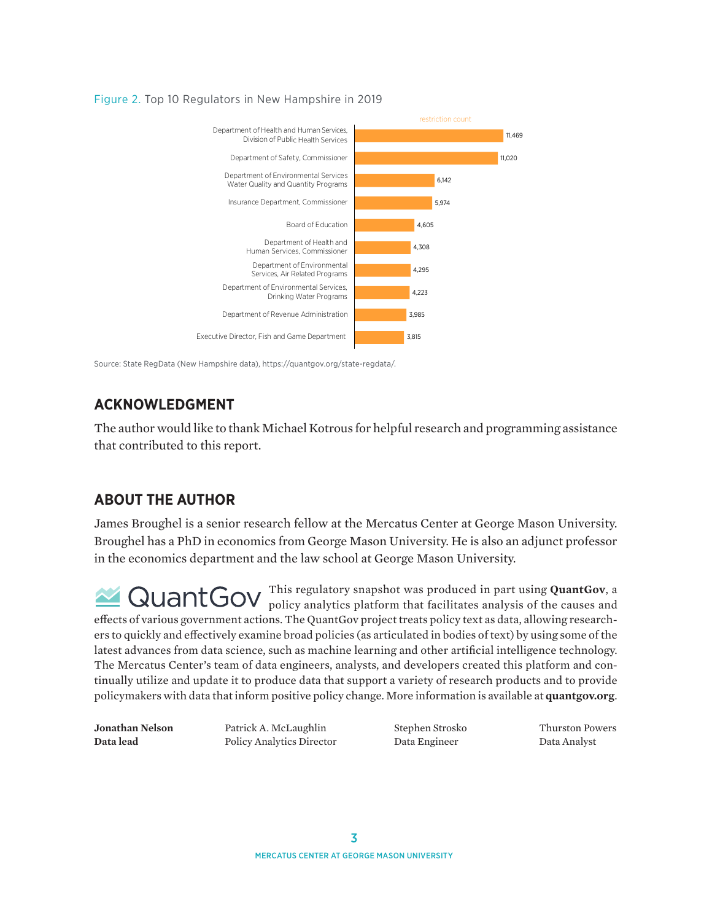Figure 2. Top 10 Regulators in New Hampshire in 2019

| Regulator | restriction count |
| --- | --- |
| Department of Health and Human Services, Division of Public Health Services | 11,469 |
| Department of Safety, Commissioner | 11,020 |
| Department of Environmental Services Water Quality and Quantity Programs | 6,142 |
| Insurance Department, Commissioner | 5,974 |
| Board of Education | 4,605 |
| Department of Health and Human Services, Commissioner | 4,308 |
| Department of Environmental Services, Air Related Programs | 4,295 |
| Department of Environmental Services, Drinking Water Programs | 4,223 |
| Department of Revenue Administration | 3,985 |
| Executive Director, Fish and Game Department | 3,815 |

Source: State RegData (New Hampshire data), https://quantgov.org/state-regdata/.

## ACKNOWLEDGMENT

The author would like to thank Michael Kotrous for helpful research and programming assistance that contributed to this report.

## ABOUT THE AUTHOR

James Broughel is a senior research fellow at the Mercatus Center at George Mason University. Broughel has a PhD in economics from George Mason University. He is also an adjunct professor in the economics department and the law school at George Mason University.

QuantGov

This regulatory snapshot was produced in part using **QuantGov**, a policy analytics platform that facilitates analysis of the causes and effects of various government actions. The QuantGov project treats policy text as data, allowing researchers to quickly and effectively examine broad policies (as articulated in bodies of text) by using some of the latest advances from data science, such as machine learning and other artificial intelligence technology. The Mercatus Center's team of data engineers, analysts, and developers created this platform and continually utilize and update it to produce data that support a variety of research products and to provide policymakers with data that inform positive policy change. More information is available at **quantgov.org**.

**Jonathan Nelson**
**Data lead**

Patrick A. McLaughlin
Policy Analytics Director

Stephen Strosko
Data Engineer

Thurston Powers
Data Analyst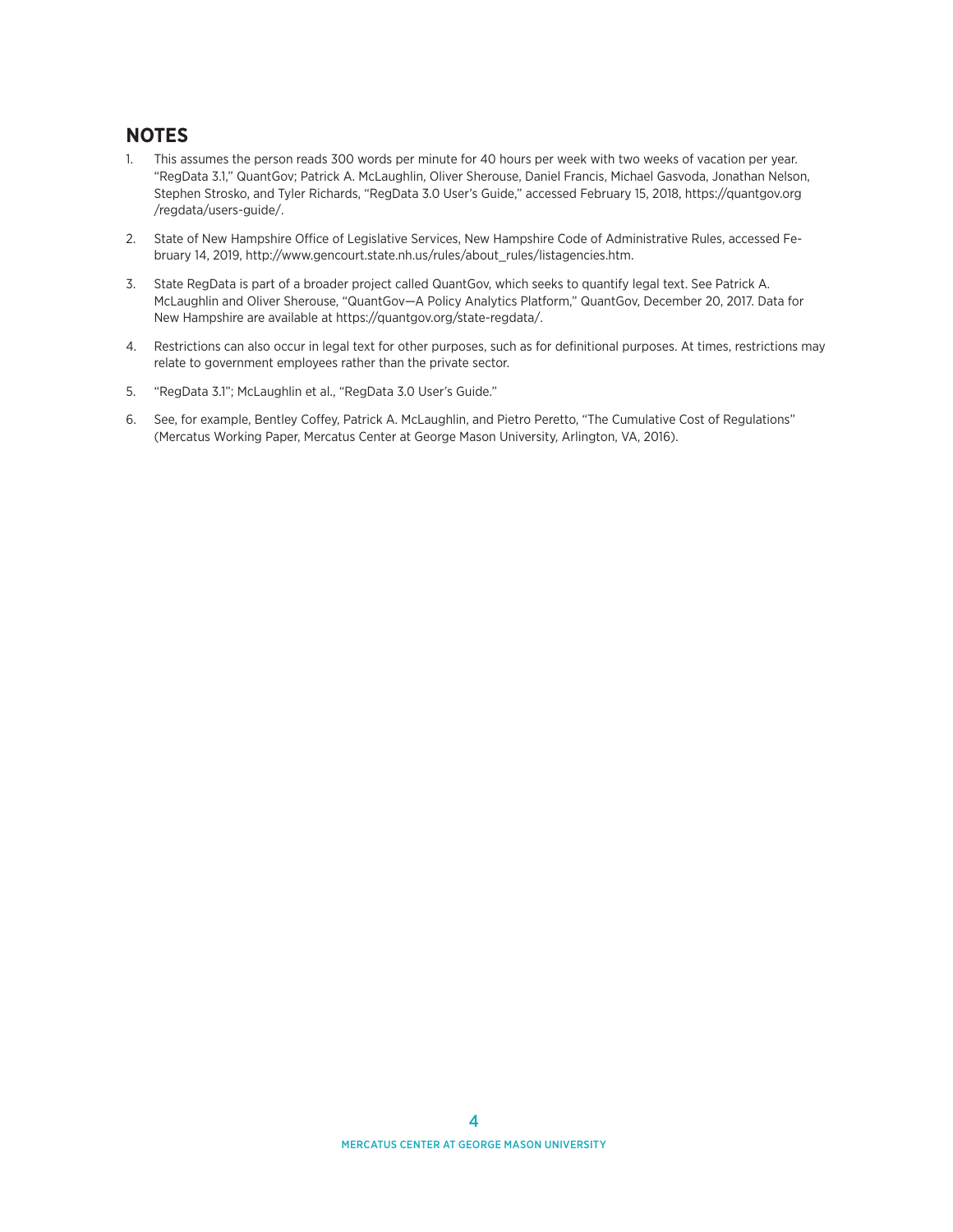## NOTES

1. This assumes the person reads 300 words per minute for 40 hours per week with two weeks of vacation per year. "RegData 3.1," QuantGov; Patrick A. McLaughlin, Oliver Sherouse, Daniel Francis, Michael Gasvoda, Jonathan Nelson, Stephen Strosko, and Tyler Richards, "RegData 3.0 User's Guide," accessed February 15, 2018, https://quantgov.org/regdata/users-guide/.

2. State of New Hampshire Office of Legislative Services, New Hampshire Code of Administrative Rules, accessed February 14, 2019, http://www.gencourt.state.nh.us/rules/about_rules/listagencies.htm.

3. State RegData is part of a broader project called QuantGov, which seeks to quantify legal text. See Patrick A. McLaughlin and Oliver Sherouse, "QuantGov—A Policy Analytics Platform," QuantGov, December 20, 2017. Data for New Hampshire are available at https://quantgov.org/state-regdata/.

4. Restrictions can also occur in legal text for other purposes, such as for definitional purposes. At times, restrictions may relate to government employees rather than the private sector.

5. "RegData 3.1"; McLaughlin et al., "RegData 3.0 User's Guide."

6. See, for example, Bentley Coffey, Patrick A. McLaughlin, and Pietro Peretto, "The Cumulative Cost of Regulations" (Mercatus Working Paper, Mercatus Center at George Mason University, Arlington, VA, 2016).